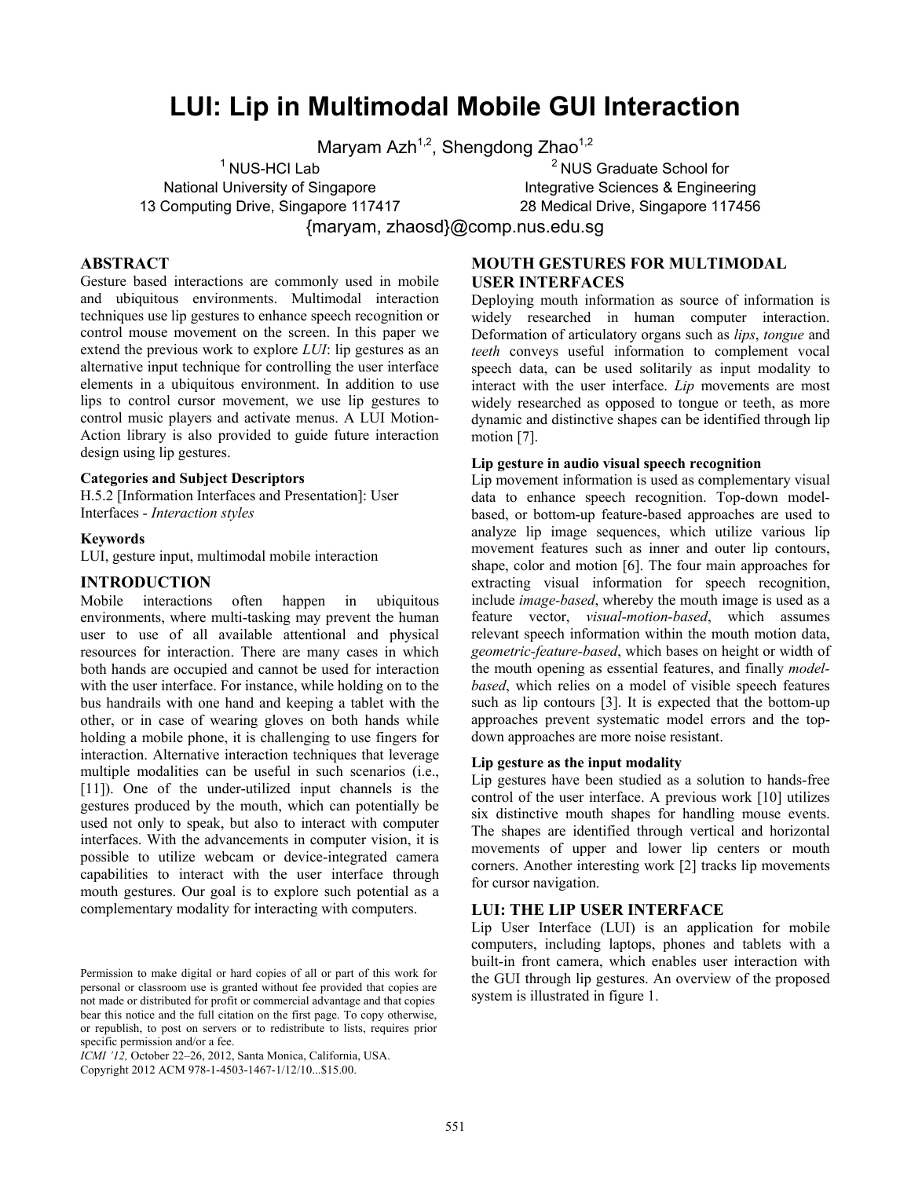# LUI: Lip in Multimodal Mobile GUI Interaction

Maryam Azh[1,2], Shengdong Zhao[1,2]

[1] NUS-HCI Lab
National University of Singapore
13 Computing Drive, Singapore 117417

[2] NUS Graduate School for
Integrative Sciences & Engineering
28 Medical Drive, Singapore 117456

{maryam, zhaosd}@comp.nus.edu.sg

## ABSTRACT

Gesture based interactions are commonly used in mobile and ubiquitous environments. Multimodal interaction techniques use lip gestures to enhance speech recognition or control mouse movement on the screen. In this paper we extend the previous work to explore *LUI*: lip gestures as an alternative input technique for controlling the user interface elements in a ubiquitous environment. In addition to use lips to control cursor movement, we use lip gestures to control music players and activate menus. A LUI Motion-Action library is also provided to guide future interaction design using lip gestures.

### Categories and Subject Descriptors

H.5.2 [Information Interfaces and Presentation]: User Interfaces - *Interaction styles*

### Keywords

LUI, gesture input, multimodal mobile interaction

## INTRODUCTION

Mobile interactions often happen in ubiquitous environments, where multi-tasking may prevent the human user to use of all available attentional and physical resources for interaction. There are many cases in which both hands are occupied and cannot be used for interaction with the user interface. For instance, while holding on to the bus handrails with one hand and keeping a tablet with the other, or in case of wearing gloves on both hands while holding a mobile phone, it is challenging to use fingers for interaction. Alternative interaction techniques that leverage multiple modalities can be useful in such scenarios (i.e., [11]). One of the under-utilized input channels is the gestures produced by the mouth, which can potentially be used not only to speak, but also to interact with computer interfaces. With the advancements in computer vision, it is possible to utilize webcam or device-integrated camera capabilities to interact with the user interface through mouth gestures. Our goal is to explore such potential as a complementary modality for interacting with computers.

Permission to make digital or hard copies of all or part of this work for personal or classroom use is granted without fee provided that copies are not made or distributed for profit or commercial advantage and that copies bear this notice and the full citation on the first page. To copy otherwise, or republish, to post on servers or to redistribute to lists, requires prior specific permission and/or a fee.
*ICMI '12,* October 22–26, 2012, Santa Monica, California, USA.
Copyright 2012 ACM 978-1-4503-1467-1/12/10...$15.00.

## MOUTH GESTURES FOR MULTIMODAL USER INTERFACES

Deploying mouth information as source of information is widely researched in human computer interaction. Deformation of articulatory organs such as *lips*, *tongue* and *teeth* conveys useful information to complement vocal speech data, can be used solitarily as input modality to interact with the user interface. *Lip* movements are most widely researched as opposed to tongue or teeth, as more dynamic and distinctive shapes can be identified through lip motion [7].

### Lip gesture in audio visual speech recognition

Lip movement information is used as complementary visual data to enhance speech recognition. Top-down model-based, or bottom-up feature-based approaches are used to analyze lip image sequences, which utilize various lip movement features such as inner and outer lip contours, shape, color and motion [6]. The four main approaches for extracting visual information for speech recognition, include *image-based*, whereby the mouth image is used as a feature vector, *visual-motion-based*, which assumes relevant speech information within the mouth motion data, *geometric-feature-based*, which bases on height or width of the mouth opening as essential features, and finally *model-based*, which relies on a model of visible speech features such as lip contours [3]. It is expected that the bottom-up approaches prevent systematic model errors and the top-down approaches are more noise resistant.

### Lip gesture as the input modality

Lip gestures have been studied as a solution to hands-free control of the user interface. A previous work [10] utilizes six distinctive mouth shapes for handling mouse events. The shapes are identified through vertical and horizontal movements of upper and lower lip centers or mouth corners. Another interesting work [2] tracks lip movements for cursor navigation.

## LUI: THE LIP USER INTERFACE

Lip User Interface (LUI) is an application for mobile computers, including laptops, phones and tablets with a built-in front camera, which enables user interaction with the GUI through lip gestures. An overview of the proposed system is illustrated in figure 1.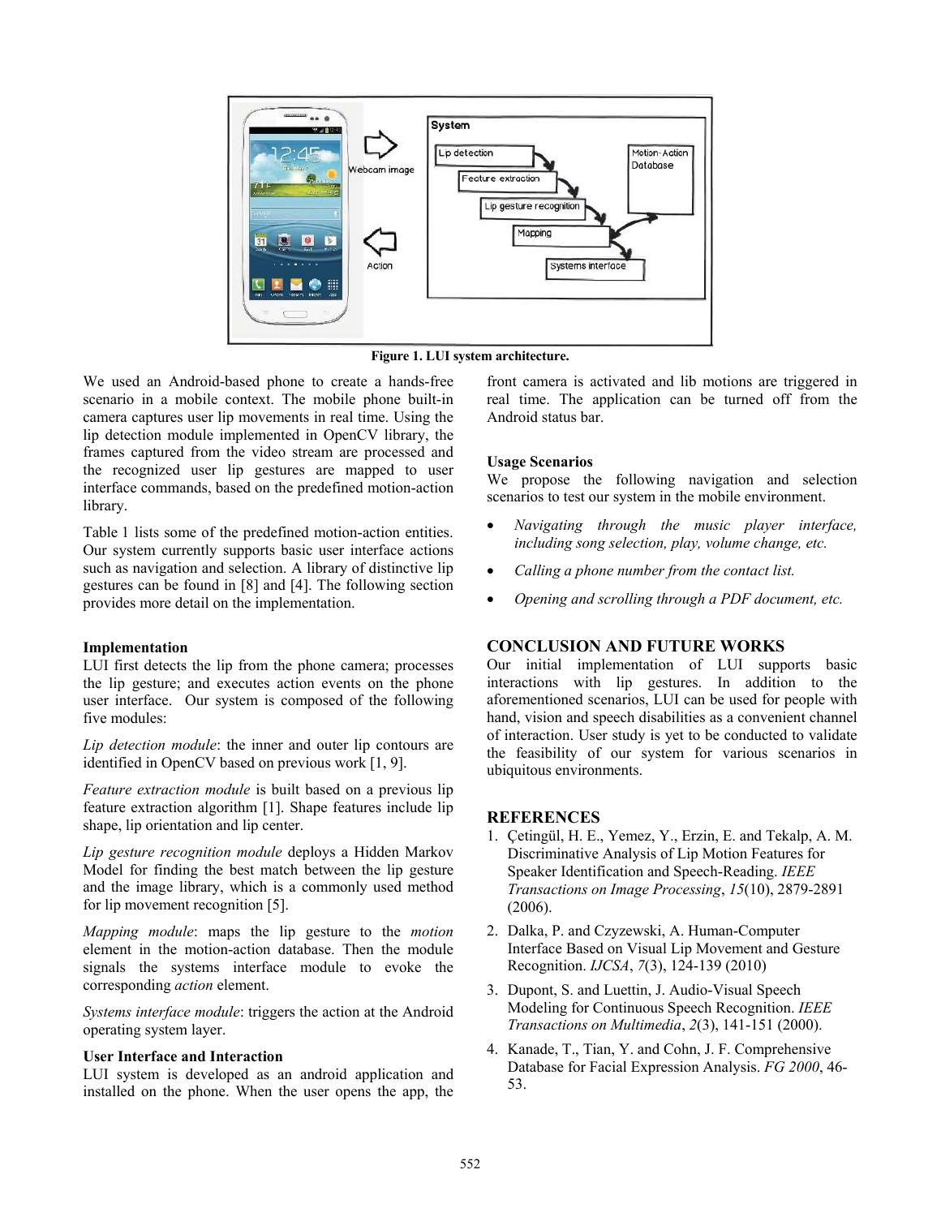Figure 1. LUI system architecture.

We used an Android-based phone to create a hands-free scenario in a mobile context. The mobile phone built-in camera captures user lip movements in real time. Using the lip detection module implemented in OpenCV library, the frames captured from the video stream are processed and the recognized user lip gestures are mapped to user interface commands, based on the predefined motion-action library.

Table 1 lists some of the predefined motion-action entities. Our system currently supports basic user interface actions such as navigation and selection. A library of distinctive lip gestures can be found in [8] and [4]. The following section provides more detail on the implementation.

### Implementation

LUI first detects the lip from the phone camera; processes the lip gesture; and executes action events on the phone user interface. Our system is composed of the following five modules:

*Lip detection module*: the inner and outer lip contours are identified in OpenCV based on previous work [1, 9].

*Feature extraction module* is built based on a previous lip feature extraction algorithm [1]. Shape features include lip shape, lip orientation and lip center.

*Lip gesture recognition module* deploys a Hidden Markov Model for finding the best match between the lip gesture and the image library, which is a commonly used method for lip movement recognition [5].

*Mapping module*: maps the lip gesture to the *motion* element in the motion-action database. Then the module signals the systems interface module to evoke the corresponding *action* element.

*Systems interface module*: triggers the action at the Android operating system layer.

### User Interface and Interaction

LUI system is developed as an android application and installed on the phone. When the user opens the app, the front camera is activated and lib motions are triggered in real time. The application can be turned off from the Android status bar.

### Usage Scenarios

We propose the following navigation and selection scenarios to test our system in the mobile environment.

- *Navigating through the music player interface, including song selection, play, volume change, etc.*
- *Calling a phone number from the contact list.*
- *Opening and scrolling through a PDF document, etc.*

## CONCLUSION AND FUTURE WORKS

Our initial implementation of LUI supports basic interactions with lip gestures. In addition to the aforementioned scenarios, LUI can be used for people with hand, vision and speech disabilities as a convenient channel of interaction. User study is yet to be conducted to validate the feasibility of our system for various scenarios in ubiquitous environments.

## REFERENCES

1. Çetingül, H. E., Yemez, Y., Erzin, E. and Tekalp, A. M. Discriminative Analysis of Lip Motion Features for Speaker Identification and Speech-Reading. *IEEE Transactions on Image Processing*, *15*(10), 2879-2891 (2006).
2. Dalka, P. and Czyzewski, A. Human-Computer Interface Based on Visual Lip Movement and Gesture Recognition. *IJCSA*, *7*(3), 124-139 (2010)
3. Dupont, S. and Luettin, J. Audio-Visual Speech Modeling for Continuous Speech Recognition. *IEEE Transactions on Multimedia*, *2*(3), 141-151 (2000).
4. Kanade, T., Tian, Y. and Cohn, J. F. Comprehensive Database for Facial Expression Analysis. *FG 2000*, 46-53.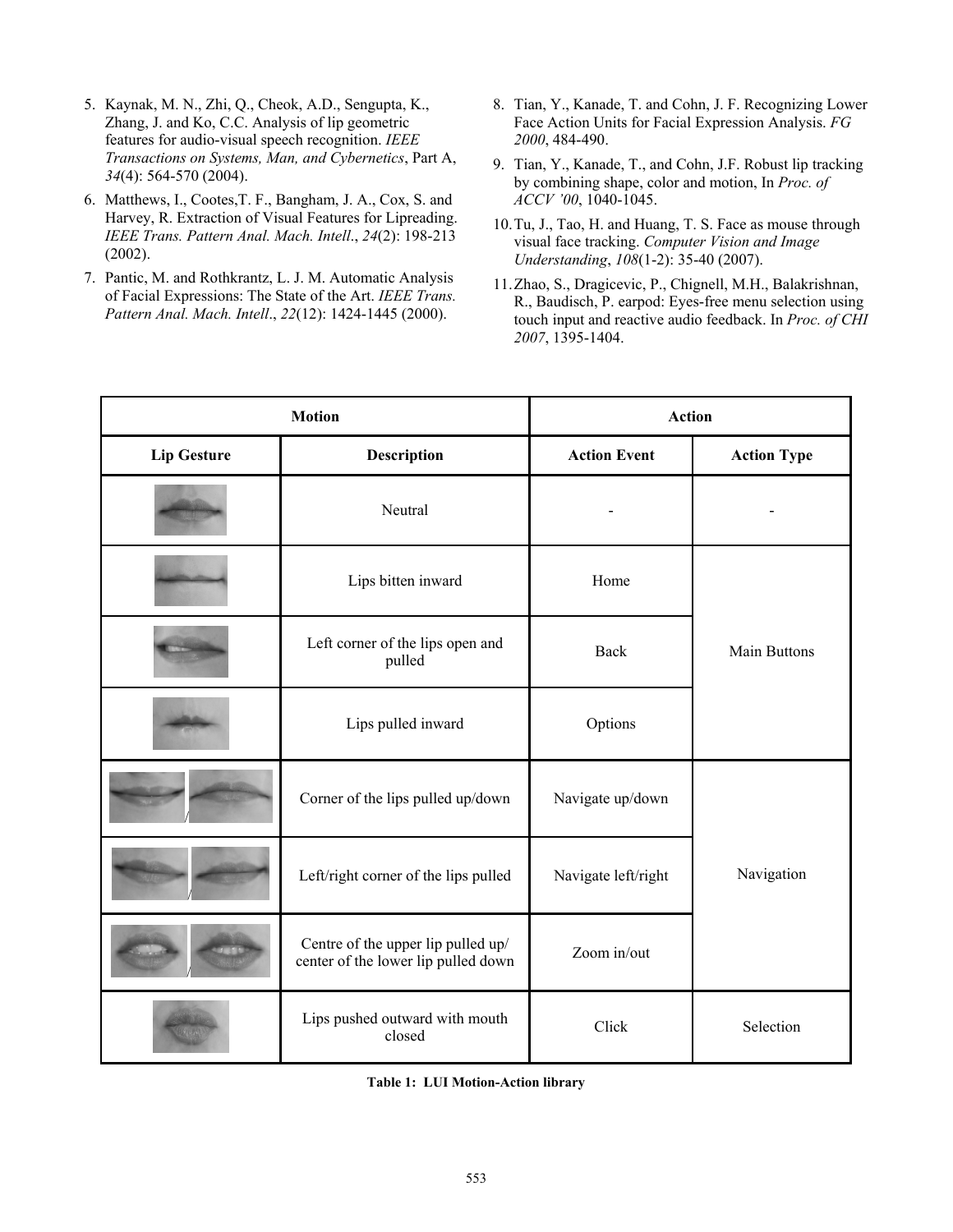5. Kaynak, M. N., Zhi, Q., Cheok, A.D., Sengupta, K., Zhang, J. and Ko, C.C. Analysis of lip geometric features for audio-visual speech recognition. *IEEE Transactions on Systems, Man, and Cybernetics*, Part A, *34*(4): 564-570 (2004).
6. Matthews, I., Cootes,T. F., Bangham, J. A., Cox, S. and Harvey, R. Extraction of Visual Features for Lipreading. *IEEE Trans. Pattern Anal. Mach. Intell*., *24*(2): 198-213 (2002).
7. Pantic, M. and Rothkrantz, L. J. M. Automatic Analysis of Facial Expressions: The State of the Art. *IEEE Trans. Pattern Anal. Mach. Intell*., *22*(12): 1424-1445 (2000).
8. Tian, Y., Kanade, T. and Cohn, J. F. Recognizing Lower Face Action Units for Facial Expression Analysis. *FG 2000*, 484-490.
9. Tian, Y., Kanade, T., and Cohn, J.F. Robust lip tracking by combining shape, color and motion, In *Proc. of ACCV '00*, 1040-1045.
10. Tu, J., Tao, H. and Huang, T. S. Face as mouse through visual face tracking. *Computer Vision and Image Understanding*, *108*(1-2): 35-40 (2007).
11. Zhao, S., Dragicevic, P., Chignell, M.H., Balakrishnan, R., Baudisch, P. earpod: Eyes-free menu selection using touch input and reactive audio feedback. In *Proc. of CHI 2007*, 1395-1404.

| Motion | | Action | |
|---|---|---|---|
| **Lip Gesture** | **Description** | **Action Event** | **Action Type** |
| | Neutral | - | - |
| | Lips bitten inward | Home | Main Buttons |
| | Left corner of the lips open and pulled | Back | |
| | Lips pulled inward | Options | |
| / | Corner of the lips pulled up/down | Navigate up/down | Navigation |
| / | Left/right corner of the lips pulled | Navigate left/right | |
| / | Centre of the upper lip pulled up/ center of the lower lip pulled down | Zoom in/out | |
| | Lips pushed outward with mouth closed | Click | Selection |

**Table 1: LUI Motion-Action library**